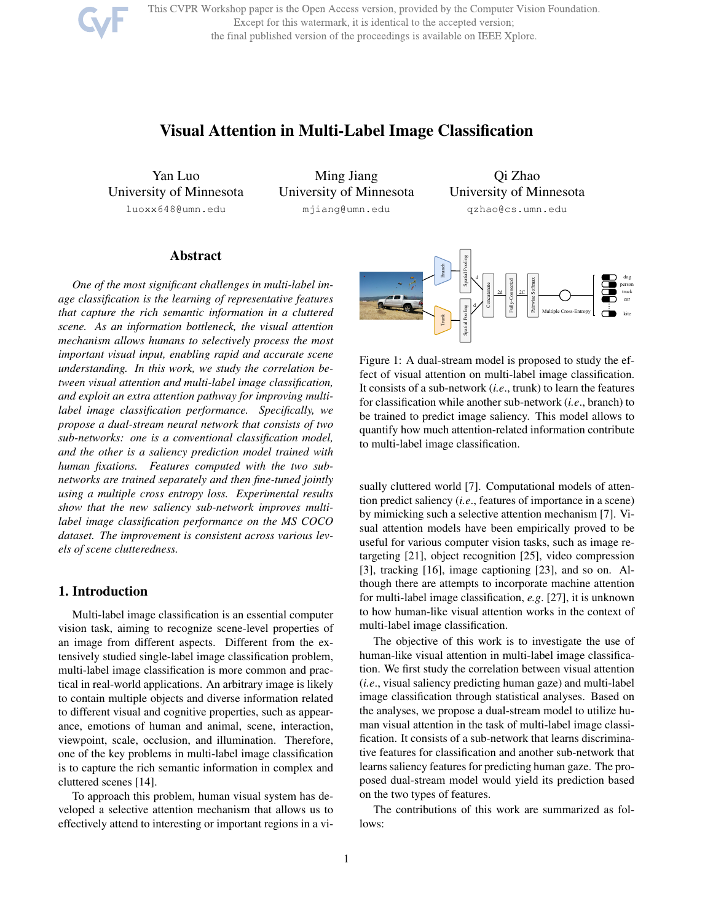# Visual Attention in Multi-Label Image Classification

Yan Luo
University of Minnesota
luoxx648@umn.edu

Ming Jiang
University of Minnesota
mjiang@umn.edu

Qi Zhao
University of Minnesota
qzhao@cs.umn.edu

## Abstract

*One of the most significant challenges in multi-label image classification is the learning of representative features that capture the rich semantic information in a cluttered scene. As an information bottleneck, the visual attention mechanism allows humans to selectively process the most important visual input, enabling rapid and accurate scene understanding. In this work, we study the correlation between visual attention and multi-label image classification, and exploit an extra attention pathway for improving multi-label image classification performance. Specifically, we propose a dual-stream neural network that consists of two sub-networks: one is a conventional classification model, and the other is a saliency prediction model trained with human fixations. Features computed with the two sub-networks are trained separately and then fine-tuned jointly using a multiple cross entropy loss. Experimental results show that the new saliency sub-network improves multi-label image classification performance on the MS COCO dataset. The improvement is consistent across various levels of scene clutteredness.*

Figure 1: A dual-stream model is proposed to study the effect of visual attention on multi-label image classification. It consists of a sub-network (*i.e.*, trunk) to learn the features for classification while another sub-network (*i.e.*, branch) to be trained to predict image saliency. This model allows to quantify how much attention-related information contribute to multi-label image classification.

## 1. Introduction

Multi-label image classification is an essential computer vision task, aiming to recognize scene-level properties of an image from different aspects. Different from the extensively studied single-label image classification problem, multi-label image classification is more common and practical in real-world applications. An arbitrary image is likely to contain multiple objects and diverse information related to different visual and cognitive properties, such as appearance, emotions of human and animal, scene, interaction, viewpoint, scale, occlusion, and illumination. Therefore, one of the key problems in multi-label image classification is to capture the rich semantic information in complex and cluttered scenes [14].

To approach this problem, human visual system has developed a selective attention mechanism that allows us to effectively attend to interesting or important regions in a visually cluttered world [7]. Computational models of attention predict saliency (*i.e.*, features of importance in a scene) by mimicking such a selective attention mechanism [7]. Visual attention models have been empirically proved to be useful for various computer vision tasks, such as image retargeting [21], object recognition [25], video compression [3], tracking [16], image captioning [23], and so on. Although there are attempts to incorporate machine attention for multi-label image classification, *e.g.* [27], it is unknown to how human-like visual attention works in the context of multi-label image classification.

The objective of this work is to investigate the use of human-like visual attention in multi-label image classification. We first study the correlation between visual attention (*i.e.*, visual saliency predicting human gaze) and multi-label image classification through statistical analyses. Based on the analyses, we propose a dual-stream model to utilize human visual attention in the task of multi-label image classification. It consists of a sub-network that learns discriminative features for classification and another sub-network that learns saliency features for predicting human gaze. The proposed dual-stream model would yield its prediction based on the two types of features.

The contributions of this work are summarized as follows: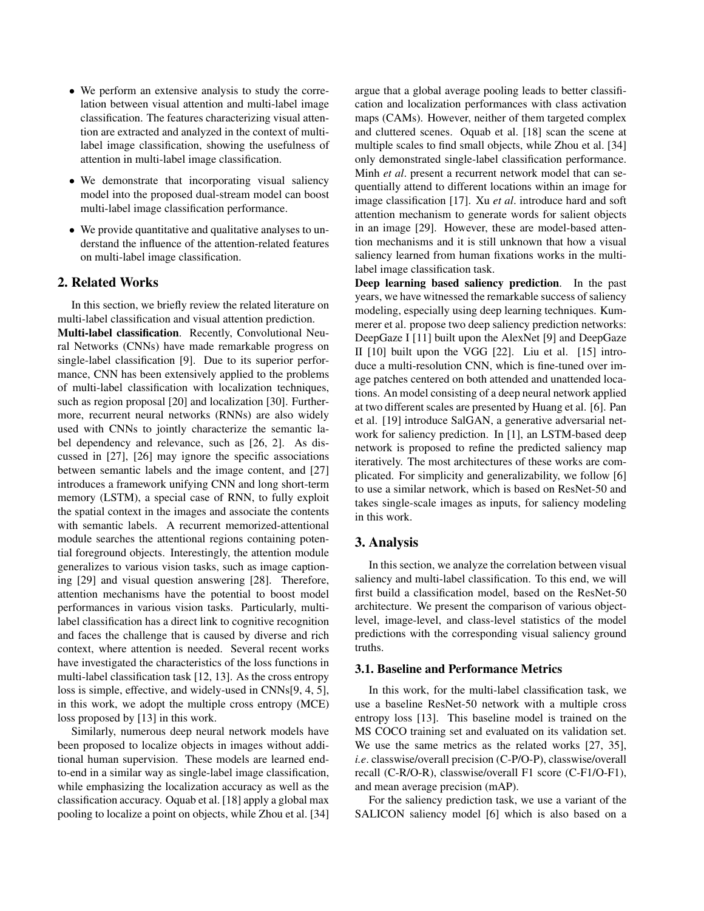- We perform an extensive analysis to study the correlation between visual attention and multi-label image classification. The features characterizing visual attention are extracted and analyzed in the context of multi-label image classification, showing the usefulness of attention in multi-label image classification.
- We demonstrate that incorporating visual saliency model into the proposed dual-stream model can boost multi-label image classification performance.
- We provide quantitative and qualitative analyses to understand the influence of the attention-related features on multi-label image classification.

## 2. Related Works

In this section, we briefly review the related literature on multi-label classification and visual attention prediction.

**Multi-label classification**. Recently, Convolutional Neural Networks (CNNs) have made remarkable progress on single-label classification [9]. Due to its superior performance, CNN has been extensively applied to the problems of multi-label classification with localization techniques, such as region proposal [20] and localization [30]. Furthermore, recurrent neural networks (RNNs) are also widely used with CNNs to jointly characterize the semantic label dependency and relevance, such as [26, 2]. As discussed in [27], [26] may ignore the specific associations between semantic labels and the image content, and [27] introduces a framework unifying CNN and long short-term memory (LSTM), a special case of RNN, to fully exploit the spatial context in the images and associate the contents with semantic labels. A recurrent memorized-attentional module searches the attentional regions containing potential foreground objects. Interestingly, the attention module generalizes to various vision tasks, such as image captioning [29] and visual question answering [28]. Therefore, attention mechanisms have the potential to boost model performances in various vision tasks. Particularly, multi-label classification has a direct link to cognitive recognition and faces the challenge that is caused by diverse and rich context, where attention is needed. Several recent works have investigated the characteristics of the loss functions in multi-label classification task [12, 13]. As the cross entropy loss is simple, effective, and widely-used in CNNs[9, 4, 5], in this work, we adopt the multiple cross entropy (MCE) loss proposed by [13] in this work.

Similarly, numerous deep neural network models have been proposed to localize objects in images without additional human supervision. These models are learned end-to-end in a similar way as single-label image classification, while emphasizing the localization accuracy as well as the classification accuracy. Oquab et al. [18] apply a global max pooling to localize a point on objects, while Zhou et al. [34] argue that a global average pooling leads to better classification and localization performances with class activation maps (CAMs). However, neither of them targeted complex and cluttered scenes. Oquab et al. [18] scan the scene at multiple scales to find small objects, while Zhou et al. [34] only demonstrated single-label classification performance. Minh *et al*. present a recurrent network model that can sequentially attend to different locations within an image for image classification [17]. Xu *et al*. introduce hard and soft attention mechanism to generate words for salient objects in an image [29]. However, these are model-based attention mechanisms and it is still unknown that how a visual saliency learned from human fixations works in the multi-label image classification task.

**Deep learning based saliency prediction**. In the past years, we have witnessed the remarkable success of saliency modeling, especially using deep learning techniques. Kummerer et al. propose two deep saliency prediction networks: DeepGaze I [11] built upon the AlexNet [9] and DeepGaze II [10] built upon the VGG [22]. Liu et al. [15] introduce a multi-resolution CNN, which is fine-tuned over image patches centered on both attended and unattended locations. An model consisting of a deep neural network applied at two different scales are presented by Huang et al. [6]. Pan et al. [19] introduce SalGAN, a generative adversarial network for saliency prediction. In [1], an LSTM-based deep network is proposed to refine the predicted saliency map iteratively. The most architectures of these works are complicated. For simplicity and generalizability, we follow [6] to use a similar network, which is based on ResNet-50 and takes single-scale images as inputs, for saliency modeling in this work.

## 3. Analysis

In this section, we analyze the correlation between visual saliency and multi-label classification. To this end, we will first build a classification model, based on the ResNet-50 architecture. We present the comparison of various object-level, image-level, and class-level statistics of the model predictions with the corresponding visual saliency ground truths.

### 3.1. Baseline and Performance Metrics

In this work, for the multi-label classification task, we use a baseline ResNet-50 network with a multiple cross entropy loss [13]. This baseline model is trained on the MS COCO training set and evaluated on its validation set. We use the same metrics as the related works [27, 35], *i.e*. classwise/overall precision (C-P/O-P), classwise/overall recall (C-R/O-R), classwise/overall F1 score (C-F1/O-F1), and mean average precision (mAP).

For the saliency prediction task, we use a variant of the SALICON saliency model [6] which is also based on a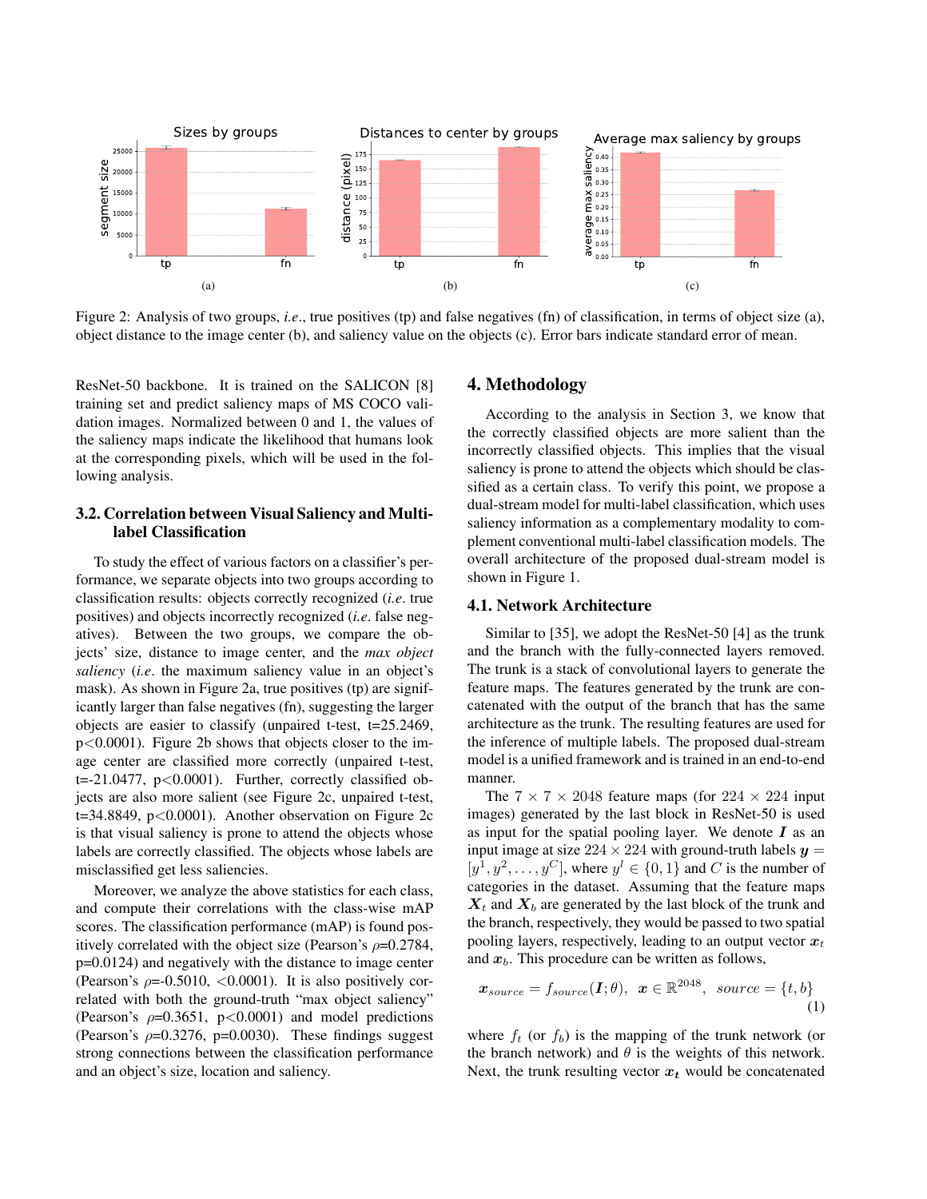Figure 2: Analysis of two groups, *i.e*., true positives (tp) and false negatives (fn) of classification, in terms of object size (a), object distance to the image center (b), and saliency value on the objects (c). Error bars indicate standard error of mean.

ResNet-50 backbone. It is trained on the SALICON [8] training set and predict saliency maps of MS COCO validation images. Normalized between 0 and 1, the values of the saliency maps indicate the likelihood that humans look at the corresponding pixels, which will be used in the following analysis.

### 3.2. Correlation between Visual Saliency and Multi-label Classification

To study the effect of various factors on a classifier's performance, we separate objects into two groups according to classification results: objects correctly recognized (*i.e*. true positives) and objects incorrectly recognized (*i.e*. false negatives). Between the two groups, we compare the objects' size, distance to image center, and the *max object saliency* (*i.e*. the maximum saliency value in an object's mask). As shown in Figure 2a, true positives (tp) are significantly larger than false negatives (fn), suggesting the larger objects are easier to classify (unpaired t-test, t=25.2469, p<0.0001). Figure 2b shows that objects closer to the image center are classified more correctly (unpaired t-test, t=-21.0477, p<0.0001). Further, correctly classified objects are also more salient (see Figure 2c, unpaired t-test, t=34.8849, p<0.0001). Another observation on Figure 2c is that visual saliency is prone to attend the objects whose labels are correctly classified. The objects whose labels are misclassified get less saliencies.

Moreover, we analyze the above statistics for each class, and compute their correlations with the class-wise mAP scores. The classification performance (mAP) is found positively correlated with the object size (Pearson's $\rho$=0.2784, p=0.0124) and negatively with the distance to image center (Pearson's $\rho$=-0.5010, <0.0001). It is also positively correlated with both the ground-truth "max object saliency" (Pearson's $\rho$=0.3651, p<0.0001) and model predictions (Pearson's $\rho$=0.3276, p=0.0030). These findings suggest strong connections between the classification performance and an object's size, location and saliency.

## 4. Methodology

According to the analysis in Section 3, we know that the correctly classified objects are more salient than the incorrectly classified objects. This implies that the visual saliency is prone to attend the objects which should be classified as a certain class. To verify this point, we propose a dual-stream model for multi-label classification, which uses saliency information as a complementary modality to complement conventional multi-label classification models. The overall architecture of the proposed dual-stream model is shown in Figure 1.

### 4.1. Network Architecture

Similar to [35], we adopt the ResNet-50 [4] as the trunk and the branch with the fully-connected layers removed. The trunk is a stack of convolutional layers to generate the feature maps. The features generated by the trunk are concatenated with the output of the branch that has the same architecture as the trunk. The resulting features are used for the inference of multiple labels. The proposed dual-stream model is a unified framework and is trained in an end-to-end manner.

The $7 \times 7 \times 2048$ feature maps (for $224 \times 224$ input images) generated by the last block in ResNet-50 is used as input for the spatial pooling layer. We denote $\boldsymbol{I}$ as an input image at size $224 \times 224$ with ground-truth labels $\boldsymbol{y} = [y^1, y^2, \ldots, y^C]$, where $y^l \in \{0, 1\}$ and $C$ is the number of categories in the dataset. Assuming that the feature maps $\boldsymbol{X}_t$ and $\boldsymbol{X}_b$ are generated by the last block of the trunk and the branch, respectively, they would be passed to two spatial pooling layers, respectively, leading to an output vector $\boldsymbol{x}_t$ and $\boldsymbol{x}_b$. This procedure can be written as follows,

$$\boldsymbol{x}_{source} = f_{source}(\boldsymbol{I}; \theta), \ \ \boldsymbol{x} \in \mathbb{R}^{2048}, \ \ source = \{t, b\} \tag{1}$$

where $f_t$ (or $f_b$) is the mapping of the trunk network (or the branch network) and $\theta$ is the weights of this network. Next, the trunk resulting vector $\boldsymbol{x_t}$ would be concatenated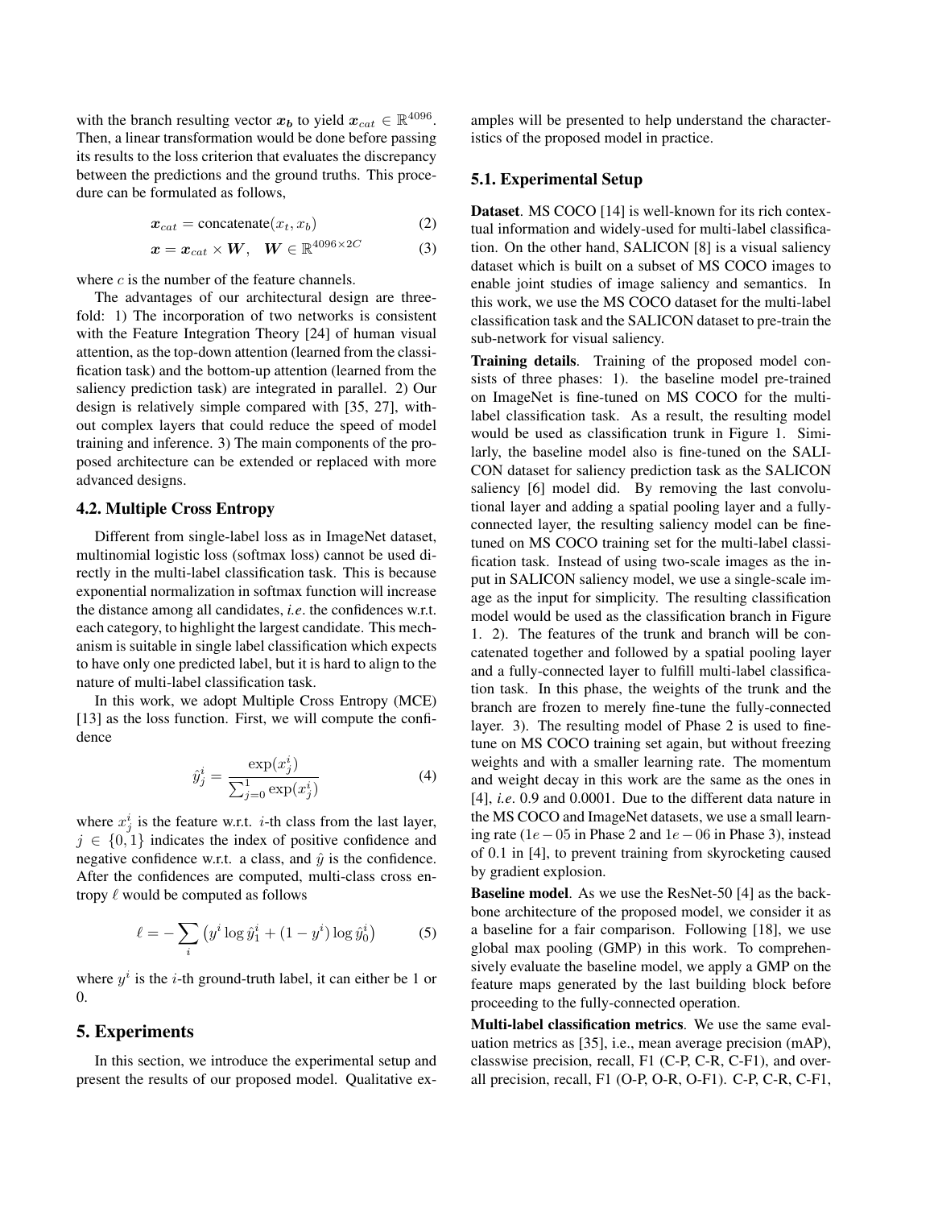with the branch resulting vector $\boldsymbol{x_b}$ to yield $\boldsymbol{x}_{cat} \in \mathbb{R}^{4096}$. Then, a linear transformation would be done before passing its results to the loss criterion that evaluates the discrepancy between the predictions and the ground truths. This procedure can be formulated as follows,

$$\boldsymbol{x}_{cat} = \text{concatenate}(x_t, x_b) \tag{2}$$

$$\boldsymbol{x} = \boldsymbol{x}_{cat} \times \boldsymbol{W}, \quad \boldsymbol{W} \in \mathbb{R}^{4096 \times 2C} \tag{3}$$

where $c$ is the number of the feature channels.

The advantages of our architectural design are three-fold: 1) The incorporation of two networks is consistent with the Feature Integration Theory [24] of human visual attention, as the top-down attention (learned from the classification task) and the bottom-up attention (learned from the saliency prediction task) are integrated in parallel. 2) Our design is relatively simple compared with [35, 27], without complex layers that could reduce the speed of model training and inference. 3) The main components of the proposed architecture can be extended or replaced with more advanced designs.

### 4.2. Multiple Cross Entropy

Different from single-label loss as in ImageNet dataset, multinomial logistic loss (softmax loss) cannot be used directly in the multi-label classification task. This is because exponential normalization in softmax function will increase the distance among all candidates, *i.e*. the confidences w.r.t. each category, to highlight the largest candidate. This mechanism is suitable in single label classification which expects to have only one predicted label, but it is hard to align to the nature of multi-label classification task.

In this work, we adopt Multiple Cross Entropy (MCE) [13] as the loss function. First, we will compute the confidence

$$\hat{y}^i_j = \frac{\exp(x^i_j)}{\sum_{j=0}^{1} \exp(x^i_j)} \tag{4}$$

where $x^i_j$ is the feature w.r.t. $i$-th class from the last layer, $j \in \{0, 1\}$ indicates the index of positive confidence and negative confidence w.r.t. a class, and $\hat{y}$ is the confidence. After the confidences are computed, multi-class cross entropy $\ell$ would be computed as follows

$$\ell = -\sum_i \left( y^i \log \hat{y}^i_1 + (1 - y^i) \log \hat{y}^i_0 \right) \tag{5}$$

where $y^i$ is the $i$-th ground-truth label, it can either be 1 or 0.

## 5. Experiments

In this section, we introduce the experimental setup and present the results of our proposed model. Qualitative examples will be presented to help understand the characteristics of the proposed model in practice.

### 5.1. Experimental Setup

**Dataset**. MS COCO [14] is well-known for its rich contextual information and widely-used for multi-label classification. On the other hand, SALICON [8] is a visual saliency dataset which is built on a subset of MS COCO images to enable joint studies of image saliency and semantics. In this work, we use the MS COCO dataset for the multi-label classification task and the SALICON dataset to pre-train the sub-network for visual saliency.

**Training details**. Training of the proposed model consists of three phases: 1). the baseline model pre-trained on ImageNet is fine-tuned on MS COCO for the multi-label classification task. As a result, the resulting model would be used as classification trunk in Figure 1. Similarly, the baseline model also is fine-tuned on the SALICON dataset for saliency prediction task as the SALICON saliency [6] model did. By removing the last convolutional layer and adding a spatial pooling layer and a fully-connected layer, the resulting saliency model can be fine-tuned on MS COCO training set for the multi-label classification task. Instead of using two-scale images as the input in SALICON saliency model, we use a single-scale image as the input for simplicity. The resulting classification model would be used as the classification branch in Figure 1. 2). The features of the trunk and branch will be concatenated together and followed by a spatial pooling layer and a fully-connected layer to fulfill multi-label classification task. In this phase, the weights of the trunk and the branch are frozen to merely fine-tune the fully-connected layer. 3). The resulting model of Phase 2 is used to fine-tune on MS COCO training set again, but without freezing weights and with a smaller learning rate. The momentum and weight decay in this work are the same as the ones in [4], *i.e*. 0.9 and 0.0001. Due to the different data nature in the MS COCO and ImageNet datasets, we use a small learning rate ($1e-05$ in Phase 2 and $1e-06$ in Phase 3), instead of 0.1 in [4], to prevent training from skyrocketing caused by gradient explosion.

**Baseline model**. As we use the ResNet-50 [4] as the backbone architecture of the proposed model, we consider it as a baseline for a fair comparison. Following [18], we use global max pooling (GMP) in this work. To comprehensively evaluate the baseline model, we apply a GMP on the feature maps generated by the last building block before proceeding to the fully-connected operation.

**Multi-label classification metrics**. We use the same evaluation metrics as [35], i.e., mean average precision (mAP), classwise precision, recall, F1 (C-P, C-R, C-F1), and overall precision, recall, F1 (O-P, O-R, O-F1). C-P, C-R, C-F1,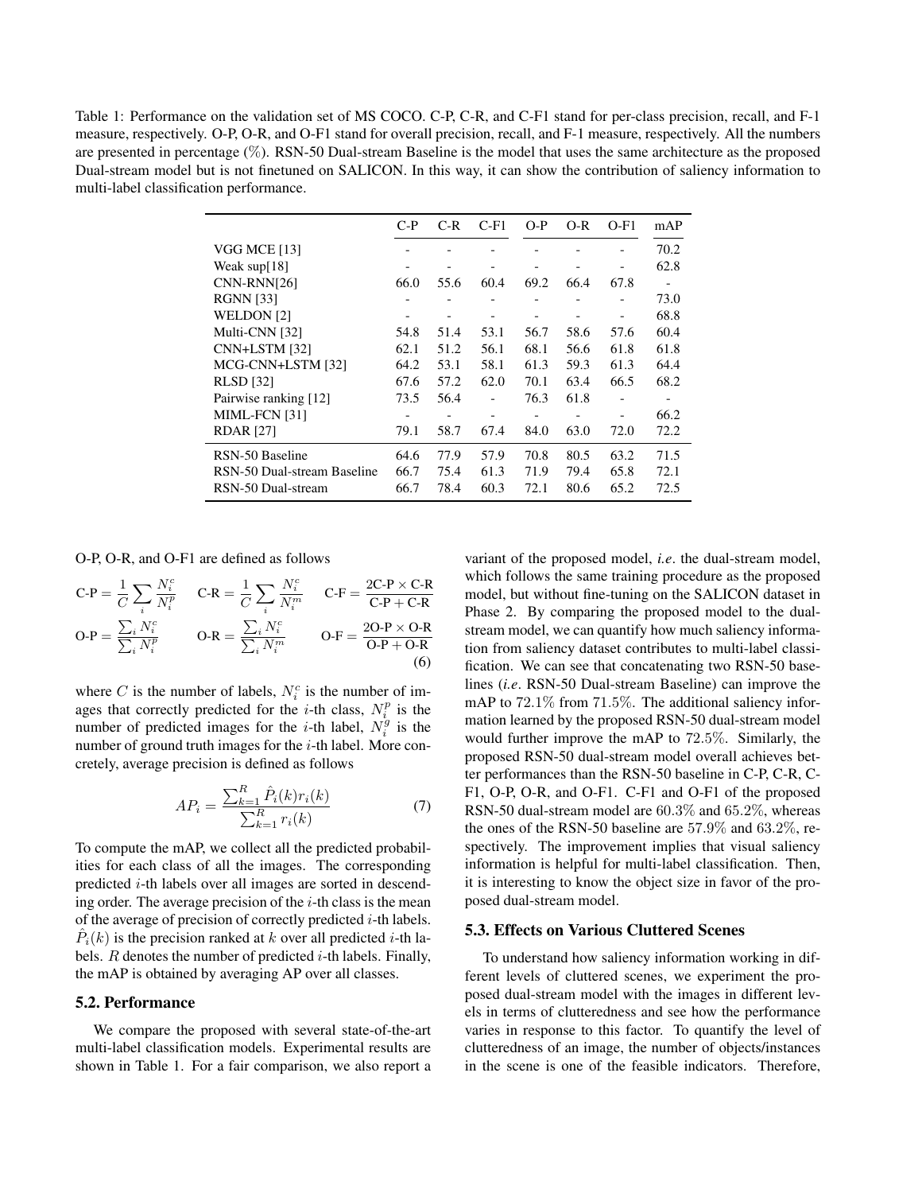Table 1: Performance on the validation set of MS COCO. C-P, C-R, and C-F1 stand for per-class precision, recall, and F-1 measure, respectively. O-P, O-R, and O-F1 stand for overall precision, recall, and F-1 measure, respectively. All the numbers are presented in percentage (%). RSN-50 Dual-stream Baseline is the model that uses the same architecture as the proposed Dual-stream model but is not finetuned on SALICON. In this way, it can show the contribution of saliency information to multi-label classification performance.

| | C-P | C-R | C-F1 | O-P | O-R | O-F1 | mAP |
|---|---|---|---|---|---|---|---|
| VGG MCE [13] | - | - | - | - | - | - | 70.2 |
| Weak sup[18] | - | - | - | - | - | - | 62.8 |
| CNN-RNN[26] | 66.0 | 55.6 | 60.4 | 69.2 | 66.4 | 67.8 | - |
| RGNN [33] | - | - | - | - | - | - | 73.0 |
| WELDON [2] | - | - | - | - | - | - | 68.8 |
| Multi-CNN [32] | 54.8 | 51.4 | 53.1 | 56.7 | 58.6 | 57.6 | 60.4 |
| CNN+LSTM [32] | 62.1 | 51.2 | 56.1 | 68.1 | 56.6 | 61.8 | 61.8 |
| MCG-CNN+LSTM [32] | 64.2 | 53.1 | 58.1 | 61.3 | 59.3 | 61.3 | 64.4 |
| RLSD [32] | 67.6 | 57.2 | 62.0 | 70.1 | 63.4 | 66.5 | 68.2 |
| Pairwise ranking [12] | 73.5 | 56.4 | - | 76.3 | 61.8 | - | - |
| MIML-FCN [31] | - | - | - | - | - | - | 66.2 |
| RDAR [27] | 79.1 | 58.7 | 67.4 | 84.0 | 63.0 | 72.0 | 72.2 |
| RSN-50 Baseline | 64.6 | 77.9 | 57.9 | 70.8 | 80.5 | 63.2 | 71.5 |
| RSN-50 Dual-stream Baseline | 66.7 | 75.4 | 61.3 | 71.9 | 79.4 | 65.8 | 72.1 |
| RSN-50 Dual-stream | 66.7 | 78.4 | 60.3 | 72.1 | 80.6 | 65.2 | 72.5 |

O-P, O-R, and O-F1 are defined as follows

$$
\text{C-P} = \frac{1}{C}\sum_i \frac{N_i^c}{N_i^p} \quad \text{C-R} = \frac{1}{C}\sum_i \frac{N_i^c}{N_i^m} \quad \text{C-F} = \frac{2\text{C-P} \times \text{C-R}}{\text{C-P} + \text{C-R}}
$$

$$
\text{O-P} = \frac{\sum_i N_i^c}{\sum_i N_i^p} \quad \text{O-R} = \frac{\sum_i N_i^c}{\sum_i N_i^m} \quad \text{O-F} = \frac{2\text{O-P} \times \text{O-R}}{\text{O-P} + \text{O-R}} \tag{6}
$$

where $C$ is the number of labels, $N_i^c$ is the number of images that correctly predicted for the $i$-th class, $N_i^p$ is the number of predicted images for the $i$-th label, $N_i^g$ is the number of ground truth images for the $i$-th label. More concretely, average precision is defined as follows

$$
AP_i = \frac{\sum_{k=1}^{R} \hat{P}_i(k) r_i(k)}{\sum_{k=1}^{R} r_i(k)} \tag{7}
$$

To compute the mAP, we collect all the predicted probabilities for each class of all the images. The corresponding predicted $i$-th labels over all images are sorted in descending order. The average precision of the $i$-th class is the mean of the average of precision of correctly predicted $i$-th labels. $\hat{P}_i(k)$ is the precision ranked at $k$ over all predicted $i$-th labels. $R$ denotes the number of predicted $i$-th labels. Finally, the mAP is obtained by averaging AP over all classes.

## 5.2. Performance

We compare the proposed with several state-of-the-art multi-label classification models. Experimental results are shown in Table 1. For a fair comparison, we also report a variant of the proposed model, *i.e*. the dual-stream model, which follows the same training procedure as the proposed model, but without fine-tuning on the SALICON dataset in Phase 2. By comparing the proposed model to the dual-stream model, we can quantify how much saliency information from saliency dataset contributes to multi-label classification. We can see that concatenating two RSN-50 baselines (*i.e*. RSN-50 Dual-stream Baseline) can improve the mAP to 72.1% from 71.5%. The additional saliency information learned by the proposed RSN-50 dual-stream model would further improve the mAP to 72.5%. Similarly, the proposed RSN-50 dual-stream model overall achieves better performances than the RSN-50 baseline in C-P, C-R, C-F1, O-P, O-R, and O-F1. C-F1 and O-F1 of the proposed RSN-50 dual-stream model are 60.3% and 65.2%, whereas the ones of the RSN-50 baseline are 57.9% and 63.2%, respectively. The improvement implies that visual saliency information is helpful for multi-label classification. Then, it is interesting to know the object size in favor of the proposed dual-stream model.

## 5.3. Effects on Various Cluttered Scenes

To understand how saliency information working in different levels of cluttered scenes, we experiment the proposed dual-stream model with the images in different levels in terms of clutteredness and see how the performance varies in response to this factor. To quantify the level of clutteredness of an image, the number of objects/instances in the scene is one of the feasible indicators. Therefore,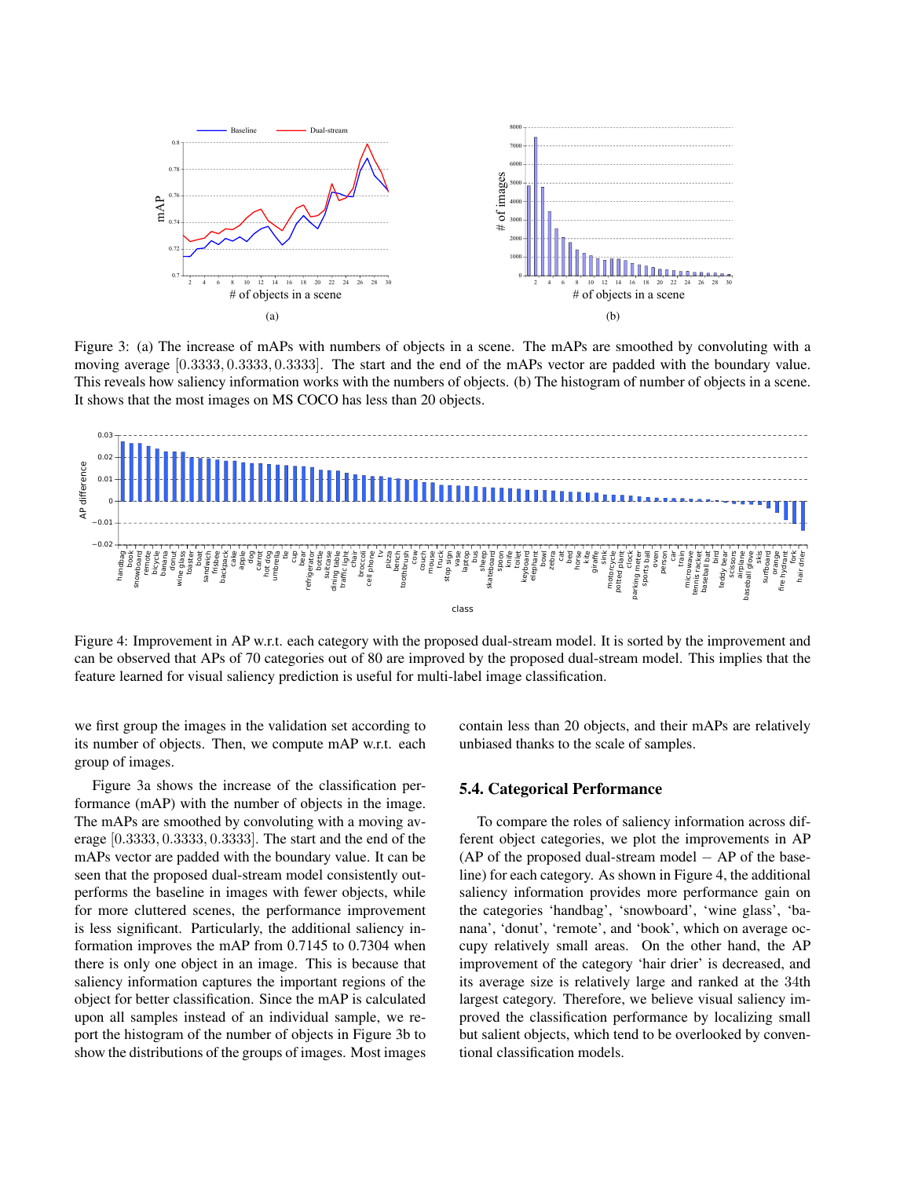Figure 3: (a) The increase of mAPs with numbers of objects in a scene. The mAPs are smoothed by convoluting with a moving average $[0.3333, 0.3333, 0.3333]$. The start and the end of the mAPs vector are padded with the boundary value. This reveals how saliency information works with the numbers of objects. (b) The histogram of number of objects in a scene. It shows that the most images on MS COCO has less than 20 objects.

Figure 4: Improvement in AP w.r.t. each category with the proposed dual-stream model. It is sorted by the improvement and can be observed that APs of 70 categories out of 80 are improved by the proposed dual-stream model. This implies that the feature learned for visual saliency prediction is useful for multi-label image classification.

we first group the images in the validation set according to its number of objects. Then, we compute mAP w.r.t. each group of images.

Figure 3a shows the increase of the classification performance (mAP) with the number of objects in the image. The mAPs are smoothed by convoluting with a moving average $[0.3333, 0.3333, 0.3333]$. The start and the end of the mAPs vector are padded with the boundary value. It can be seen that the proposed dual-stream model consistently outperforms the baseline in images with fewer objects, while for more cluttered scenes, the performance improvement is less significant. Particularly, the additional saliency information improves the mAP from 0.7145 to 0.7304 when there is only one object in an image. This is because that saliency information captures the important regions of the object for better classification. Since the mAP is calculated upon all samples instead of an individual sample, we report the histogram of the number of objects in Figure 3b to show the distributions of the groups of images. Most images contain less than 20 objects, and their mAPs are relatively unbiased thanks to the scale of samples.

### 5.4. Categorical Performance

To compare the roles of saliency information across different object categories, we plot the improvements in AP (AP of the proposed dual-stream model − AP of the baseline) for each category. As shown in Figure 4, the additional saliency information provides more performance gain on the categories 'handbag', 'snowboard', 'wine glass', 'banana', 'donut', 'remote', and 'book', which on average occupy relatively small areas. On the other hand, the AP improvement of the category 'hair drier' is decreased, and its average size is relatively large and ranked at the 34th largest category. Therefore, we believe visual saliency improved the classification performance by localizing small but salient objects, which tend to be overlooked by conventional classification models.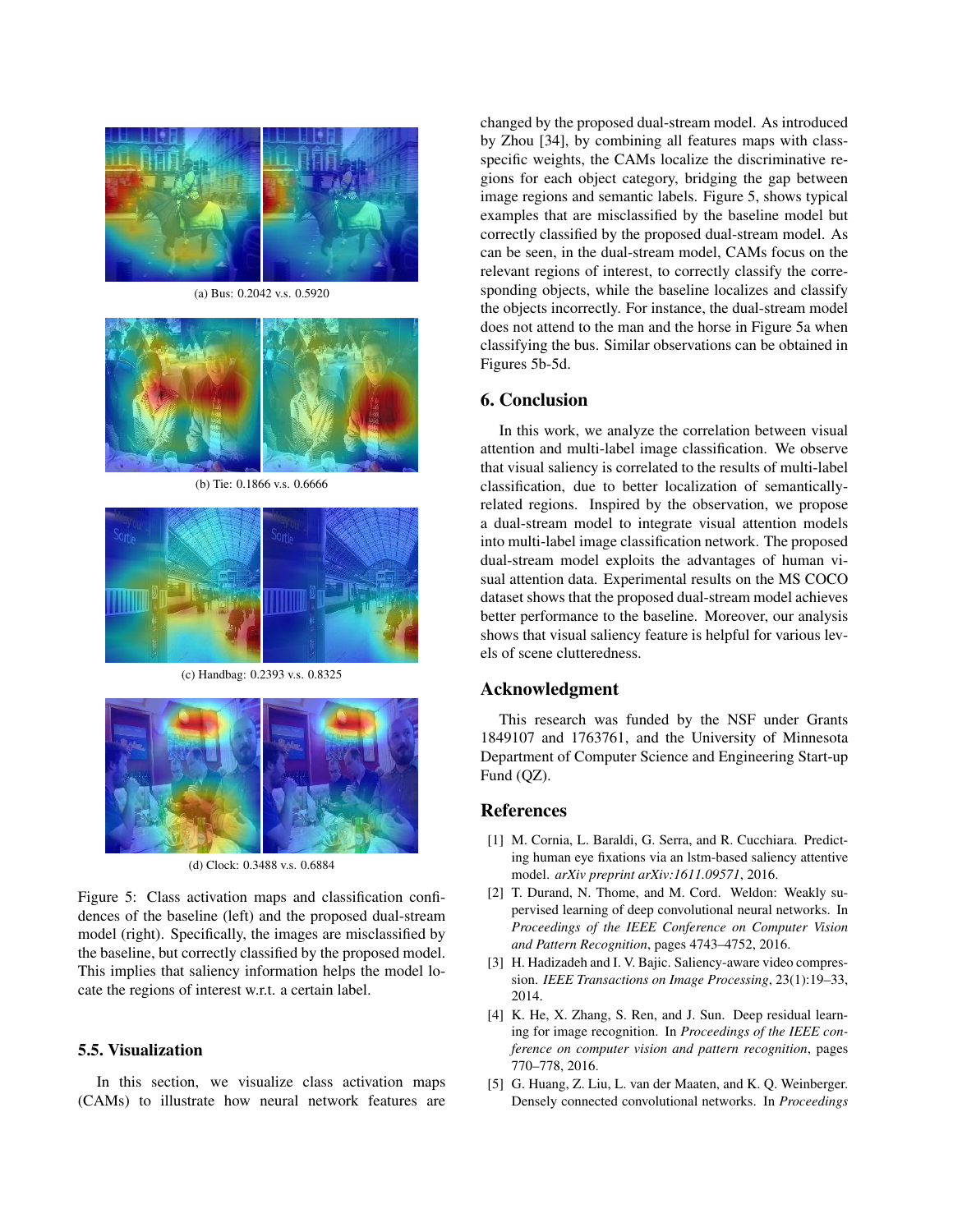(a) Bus: 0.2042 v.s. 0.5920

(b) Tie: 0.1866 v.s. 0.6666

(c) Handbag: 0.2393 v.s. 0.8325

(d) Clock: 0.3488 v.s. 0.6884

Figure 5: Class activation maps and classification confidences of the baseline (left) and the proposed dual-stream model (right). Specifically, the images are misclassified by the baseline, but correctly classified by the proposed model. This implies that saliency information helps the model locate the regions of interest w.r.t. a certain label.

### 5.5. Visualization

In this section, we visualize class activation maps (CAMs) to illustrate how neural network features are changed by the proposed dual-stream model. As introduced by Zhou [34], by combining all features maps with class-specific weights, the CAMs localize the discriminative regions for each object category, bridging the gap between image regions and semantic labels. Figure 5, shows typical examples that are misclassified by the baseline model but correctly classified by the proposed dual-stream model. As can be seen, in the dual-stream model, CAMs focus on the relevant regions of interest, to correctly classify the corresponding objects, while the baseline localizes and classify the objects incorrectly. For instance, the dual-stream model does not attend to the man and the horse in Figure 5a when classifying the bus. Similar observations can be obtained in Figures 5b-5d.

## 6. Conclusion

In this work, we analyze the correlation between visual attention and multi-label image classification. We observe that visual saliency is correlated to the results of multi-label classification, due to better localization of semantically-related regions. Inspired by the observation, we propose a dual-stream model to integrate visual attention models into multi-label image classification network. The proposed dual-stream model exploits the advantages of human visual attention data. Experimental results on the MS COCO dataset shows that the proposed dual-stream model achieves better performance to the baseline. Moreover, our analysis shows that visual saliency feature is helpful for various levels of scene clutteredness.

## Acknowledgment

This research was funded by the NSF under Grants 1849107 and 1763761, and the University of Minnesota Department of Computer Science and Engineering Start-up Fund (QZ).

## References

[1] M. Cornia, L. Baraldi, G. Serra, and R. Cucchiara. Predicting human eye fixations via an lstm-based saliency attentive model. *arXiv preprint arXiv:1611.09571*, 2016.

[2] T. Durand, N. Thome, and M. Cord. Weldon: Weakly supervised learning of deep convolutional neural networks. In *Proceedings of the IEEE Conference on Computer Vision and Pattern Recognition*, pages 4743–4752, 2016.

[3] H. Hadizadeh and I. V. Bajic. Saliency-aware video compression. *IEEE Transactions on Image Processing*, 23(1):19–33, 2014.

[4] K. He, X. Zhang, S. Ren, and J. Sun. Deep residual learning for image recognition. In *Proceedings of the IEEE conference on computer vision and pattern recognition*, pages 770–778, 2016.

[5] G. Huang, Z. Liu, L. van der Maaten, and K. Q. Weinberger. Densely connected convolutional networks. In *Proceedings*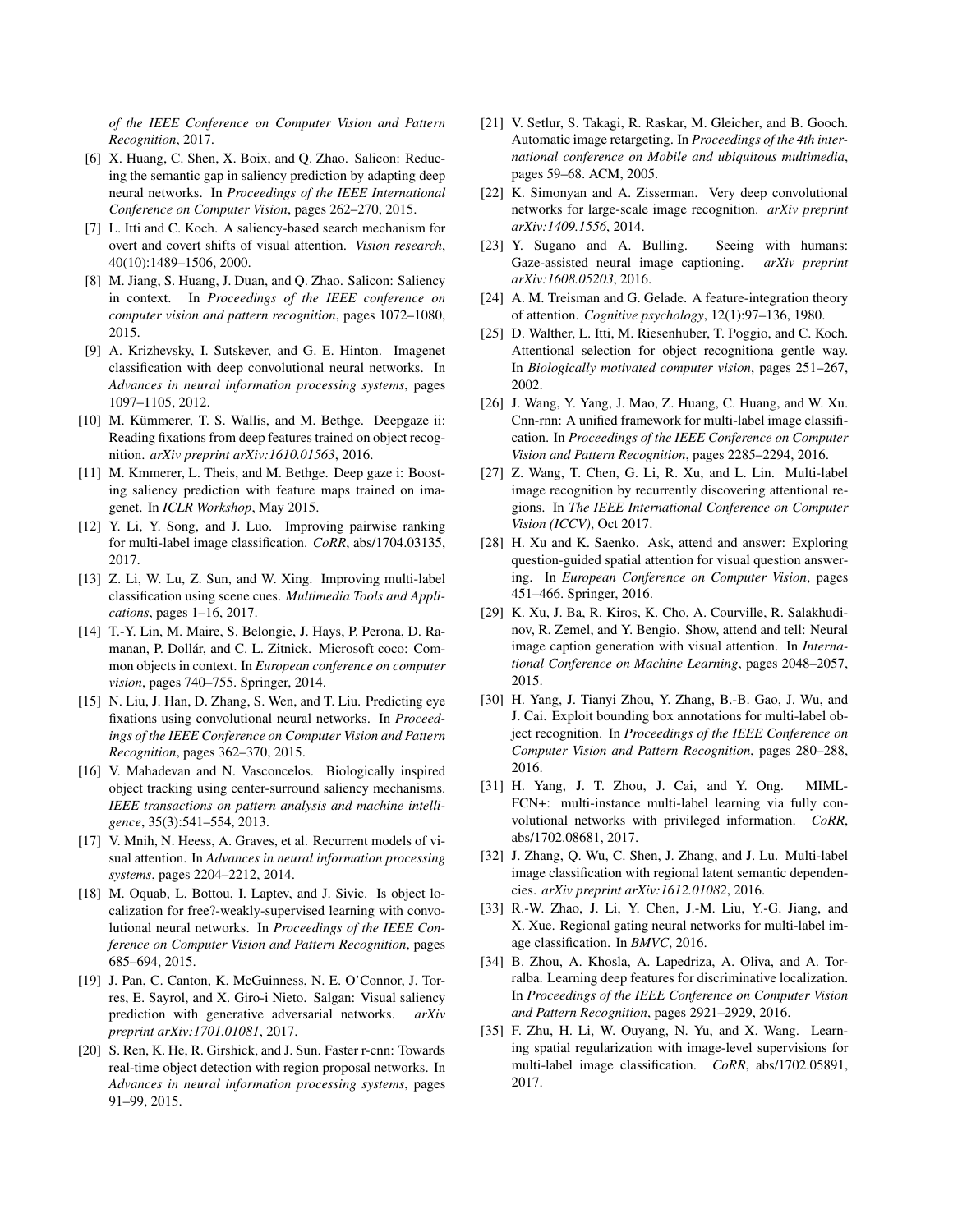*of the IEEE Conference on Computer Vision and Pattern Recognition*, 2017.

[6] X. Huang, C. Shen, X. Boix, and Q. Zhao. Salicon: Reducing the semantic gap in saliency prediction by adapting deep neural networks. In *Proceedings of the IEEE International Conference on Computer Vision*, pages 262–270, 2015.

[7] L. Itti and C. Koch. A saliency-based search mechanism for overt and covert shifts of visual attention. *Vision research*, 40(10):1489–1506, 2000.

[8] M. Jiang, S. Huang, J. Duan, and Q. Zhao. Salicon: Saliency in context. In *Proceedings of the IEEE conference on computer vision and pattern recognition*, pages 1072–1080, 2015.

[9] A. Krizhevsky, I. Sutskever, and G. E. Hinton. Imagenet classification with deep convolutional neural networks. In *Advances in neural information processing systems*, pages 1097–1105, 2012.

[10] M. Kümmerer, T. S. Wallis, and M. Bethge. Deepgaze ii: Reading fixations from deep features trained on object recognition. *arXiv preprint arXiv:1610.01563*, 2016.

[11] M. Kmmerer, L. Theis, and M. Bethge. Deep gaze i: Boosting saliency prediction with feature maps trained on imagenet. In *ICLR Workshop*, May 2015.

[12] Y. Li, Y. Song, and J. Luo. Improving pairwise ranking for multi-label image classification. *CoRR*, abs/1704.03135, 2017.

[13] Z. Li, W. Lu, Z. Sun, and W. Xing. Improving multi-label classification using scene cues. *Multimedia Tools and Applications*, pages 1–16, 2017.

[14] T.-Y. Lin, M. Maire, S. Belongie, J. Hays, P. Perona, D. Ramanan, P. Dollár, and C. L. Zitnick. Microsoft coco: Common objects in context. In *European conference on computer vision*, pages 740–755. Springer, 2014.

[15] N. Liu, J. Han, D. Zhang, S. Wen, and T. Liu. Predicting eye fixations using convolutional neural networks. In *Proceedings of the IEEE Conference on Computer Vision and Pattern Recognition*, pages 362–370, 2015.

[16] V. Mahadevan and N. Vasconcelos. Biologically inspired object tracking using center-surround saliency mechanisms. *IEEE transactions on pattern analysis and machine intelligence*, 35(3):541–554, 2013.

[17] V. Mnih, N. Heess, A. Graves, et al. Recurrent models of visual attention. In *Advances in neural information processing systems*, pages 2204–2212, 2014.

[18] M. Oquab, L. Bottou, I. Laptev, and J. Sivic. Is object localization for free?-weakly-supervised learning with convolutional neural networks. In *Proceedings of the IEEE Conference on Computer Vision and Pattern Recognition*, pages 685–694, 2015.

[19] J. Pan, C. Canton, K. McGuinness, N. E. O'Connor, J. Torres, E. Sayrol, and X. Giro-i Nieto. Salgan: Visual saliency prediction with generative adversarial networks. *arXiv preprint arXiv:1701.01081*, 2017.

[20] S. Ren, K. He, R. Girshick, and J. Sun. Faster r-cnn: Towards real-time object detection with region proposal networks. In *Advances in neural information processing systems*, pages 91–99, 2015.

[21] V. Setlur, S. Takagi, R. Raskar, M. Gleicher, and B. Gooch. Automatic image retargeting. In *Proceedings of the 4th international conference on Mobile and ubiquitous multimedia*, pages 59–68. ACM, 2005.

[22] K. Simonyan and A. Zisserman. Very deep convolutional networks for large-scale image recognition. *arXiv preprint arXiv:1409.1556*, 2014.

[23] Y. Sugano and A. Bulling. Seeing with humans: Gaze-assisted neural image captioning. *arXiv preprint arXiv:1608.05203*, 2016.

[24] A. M. Treisman and G. Gelade. A feature-integration theory of attention. *Cognitive psychology*, 12(1):97–136, 1980.

[25] D. Walther, L. Itti, M. Riesenhuber, T. Poggio, and C. Koch. Attentional selection for object recognitiona gentle way. In *Biologically motivated computer vision*, pages 251–267, 2002.

[26] J. Wang, Y. Yang, J. Mao, Z. Huang, C. Huang, and W. Xu. Cnn-rnn: A unified framework for multi-label image classification. In *Proceedings of the IEEE Conference on Computer Vision and Pattern Recognition*, pages 2285–2294, 2016.

[27] Z. Wang, T. Chen, G. Li, R. Xu, and L. Lin. Multi-label image recognition by recurrently discovering attentional regions. In *The IEEE International Conference on Computer Vision (ICCV)*, Oct 2017.

[28] H. Xu and K. Saenko. Ask, attend and answer: Exploring question-guided spatial attention for visual question answering. In *European Conference on Computer Vision*, pages 451–466. Springer, 2016.

[29] K. Xu, J. Ba, R. Kiros, K. Cho, A. Courville, R. Salakhudinov, R. Zemel, and Y. Bengio. Show, attend and tell: Neural image caption generation with visual attention. In *International Conference on Machine Learning*, pages 2048–2057, 2015.

[30] H. Yang, J. Tianyi Zhou, Y. Zhang, B.-B. Gao, J. Wu, and J. Cai. Exploit bounding box annotations for multi-label object recognition. In *Proceedings of the IEEE Conference on Computer Vision and Pattern Recognition*, pages 280–288, 2016.

[31] H. Yang, J. T. Zhou, J. Cai, and Y. Ong. MIML-FCN+: multi-instance multi-label learning via fully convolutional networks with privileged information. *CoRR*, abs/1702.08681, 2017.

[32] J. Zhang, Q. Wu, C. Shen, J. Zhang, and J. Lu. Multi-label image classification with regional latent semantic dependencies. *arXiv preprint arXiv:1612.01082*, 2016.

[33] R.-W. Zhao, J. Li, Y. Chen, J.-M. Liu, Y.-G. Jiang, and X. Xue. Regional gating neural networks for multi-label image classification. In *BMVC*, 2016.

[34] B. Zhou, A. Khosla, A. Lapedriza, A. Oliva, and A. Torralba. Learning deep features for discriminative localization. In *Proceedings of the IEEE Conference on Computer Vision and Pattern Recognition*, pages 2921–2929, 2016.

[35] F. Zhu, H. Li, W. Ouyang, N. Yu, and X. Wang. Learning spatial regularization with image-level supervisions for multi-label image classification. *CoRR*, abs/1702.05891, 2017.